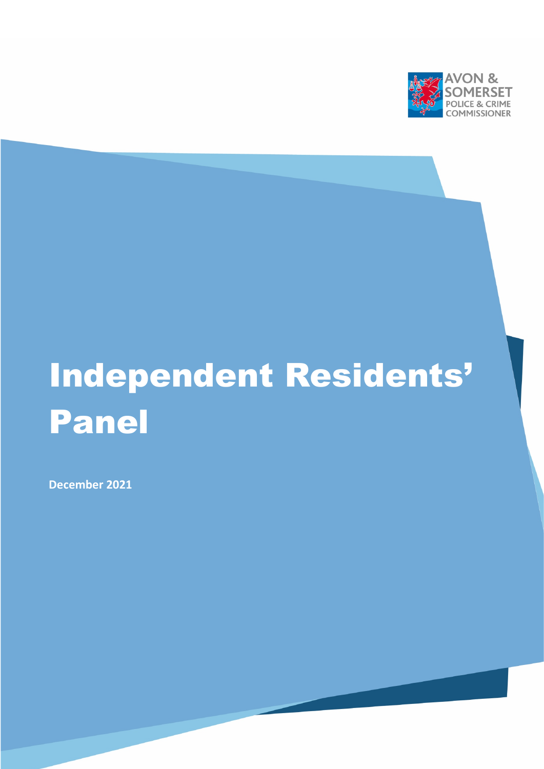AVON & SOMERSET POLICE & CRIME COMMISSIONER

# Independent Residents' Panel

**December 2021**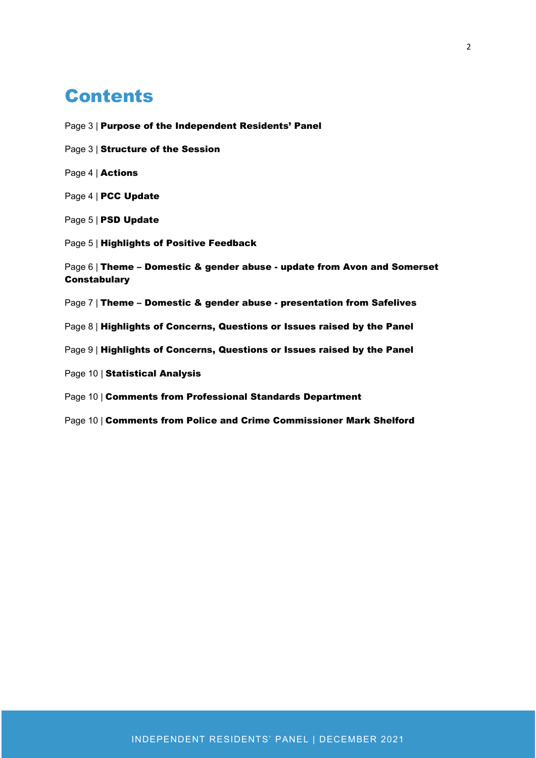# Contents

Page 3 | **Purpose of the Independent Residents' Panel**

Page 3 | **Structure of the Session**

Page 4 | **Actions**

Page 4 | **PCC Update**

Page 5 | **PSD Update**

Page 5 | **Highlights of Positive Feedback**

Page 6 | **Theme – Domestic & gender abuse - update from Avon and Somerset Constabulary**

Page 7 | **Theme – Domestic & gender abuse - presentation from Safelives**

Page 8 | **Highlights of Concerns, Questions or Issues raised by the Panel**

Page 9 | **Highlights of Concerns, Questions or Issues raised by the Panel**

Page 10 | **Statistical Analysis**

Page 10 | **Comments from Professional Standards Department**

Page 10 | **Comments from Police and Crime Commissioner Mark Shelford**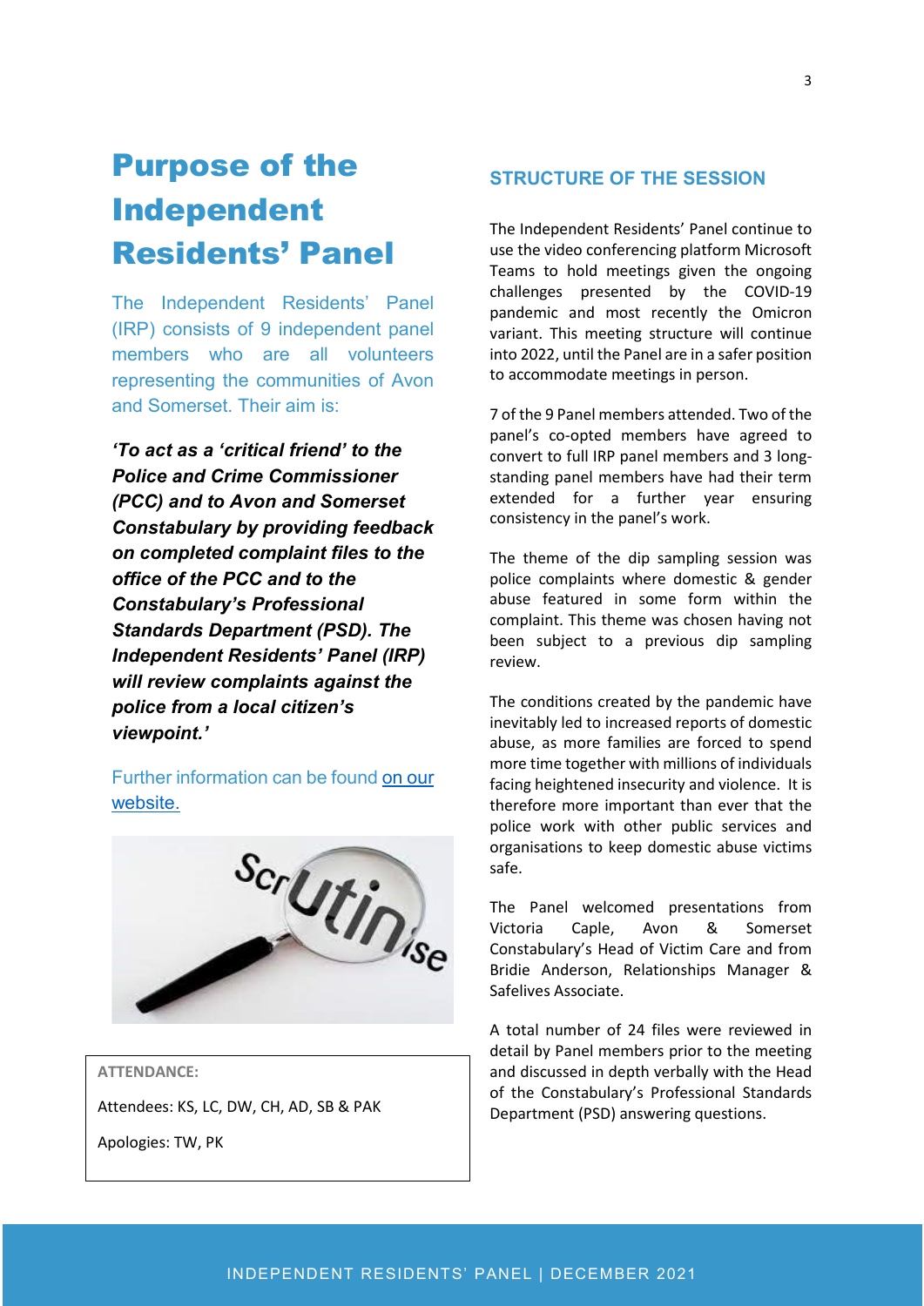# Purpose of the Independent Residents' Panel

The Independent Residents' Panel (IRP) consists of 9 independent panel members who are all volunteers representing the communities of Avon and Somerset. Their aim is:

***'To act as a 'critical friend' to the Police and Crime Commissioner (PCC) and to Avon and Somerset Constabulary by providing feedback on completed complaint files to the office of the PCC and to the Constabulary's Professional Standards Department (PSD). The Independent Residents' Panel (IRP) will review complaints against the police from a local citizen's viewpoint.'***

Further information can be found on our website.

**ATTENDANCE:**

Attendees: KS, LC, DW, CH, AD, SB & PAK

Apologies: TW, PK

## STRUCTURE OF THE SESSION

The Independent Residents' Panel continue to use the video conferencing platform Microsoft Teams to hold meetings given the ongoing challenges presented by the COVID-19 pandemic and most recently the Omicron variant. This meeting structure will continue into 2022, until the Panel are in a safer position to accommodate meetings in person.

7 of the 9 Panel members attended. Two of the panel's co-opted members have agreed to convert to full IRP panel members and 3 long-standing panel members have had their term extended for a further year ensuring consistency in the panel's work.

The theme of the dip sampling session was police complaints where domestic & gender abuse featured in some form within the complaint. This theme was chosen having not been subject to a previous dip sampling review.

The conditions created by the pandemic have inevitably led to increased reports of domestic abuse, as more families are forced to spend more time together with millions of individuals facing heightened insecurity and violence. It is therefore more important than ever that the police work with other public services and organisations to keep domestic abuse victims safe.

The Panel welcomed presentations from Victoria Caple, Avon & Somerset Constabulary's Head of Victim Care and from Bridie Anderson, Relationships Manager & Safelives Associate.

A total number of 24 files were reviewed in detail by Panel members prior to the meeting and discussed in depth verbally with the Head of the Constabulary's Professional Standards Department (PSD) answering questions.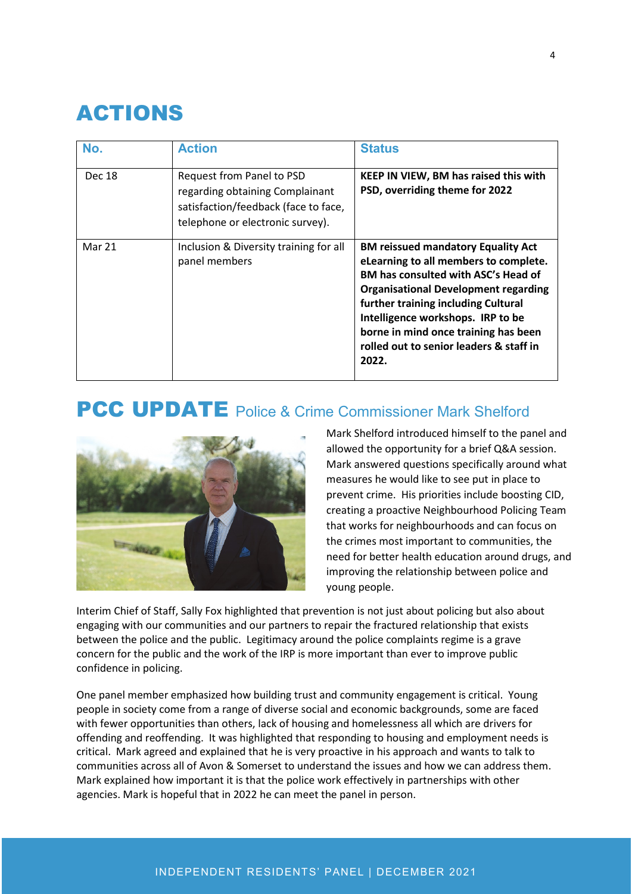# ACTIONS

| No. | Action | Status |
|---|---|---|
| Dec 18 | Request from Panel to PSD regarding obtaining Complainant satisfaction/feedback (face to face, telephone or electronic survey). | **KEEP IN VIEW, BM has raised this with PSD, overriding theme for 2022** |
| Mar 21 | Inclusion & Diversity training for all panel members | **BM reissued mandatory Equality Act eLearning to all members to complete. BM has consulted with ASC's Head of Organisational Development regarding further training including Cultural Intelligence workshops. IRP to be borne in mind once training has been rolled out to senior leaders & staff in 2022.** |

# PCC UPDATE Police & Crime Commissioner Mark Shelford

Mark Shelford introduced himself to the panel and allowed the opportunity for a brief Q&A session. Mark answered questions specifically around what measures he would like to see put in place to prevent crime. His priorities include boosting CID, creating a proactive Neighbourhood Policing Team that works for neighbourhoods and can focus on the crimes most important to communities, the need for better health education around drugs, and improving the relationship between police and young people.

Interim Chief of Staff, Sally Fox highlighted that prevention is not just about policing but also about engaging with our communities and our partners to repair the fractured relationship that exists between the police and the public. Legitimacy around the police complaints regime is a grave concern for the public and the work of the IRP is more important than ever to improve public confidence in policing.

One panel member emphasized how building trust and community engagement is critical. Young people in society come from a range of diverse social and economic backgrounds, some are faced with fewer opportunities than others, lack of housing and homelessness all which are drivers for offending and reoffending. It was highlighted that responding to housing and employment needs is critical. Mark agreed and explained that he is very proactive in his approach and wants to talk to communities across all of Avon & Somerset to understand the issues and how we can address them. Mark explained how important it is that the police work effectively in partnerships with other agencies. Mark is hopeful that in 2022 he can meet the panel in person.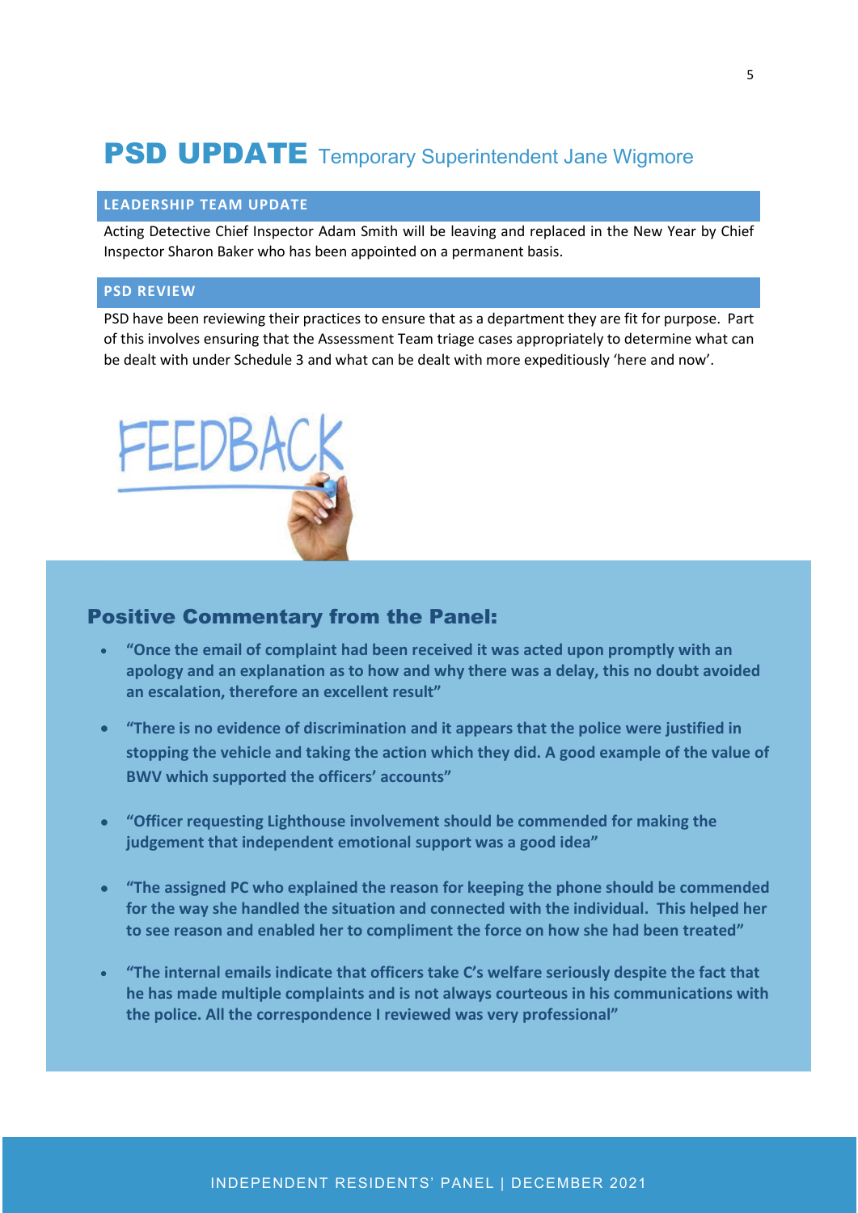# PSD UPDATE Temporary Superintendent Jane Wigmore

## LEADERSHIP TEAM UPDATE

Acting Detective Chief Inspector Adam Smith will be leaving and replaced in the New Year by Chief Inspector Sharon Baker who has been appointed on a permanent basis.

## PSD REVIEW

PSD have been reviewing their practices to ensure that as a department they are fit for purpose. Part of this involves ensuring that the Assessment Team triage cases appropriately to determine what can be dealt with under Schedule 3 and what can be dealt with more expeditiously 'here and now'.

FEEDBACK

### Positive Commentary from the Panel:

- **"Once the email of complaint had been received it was acted upon promptly with an apology and an explanation as to how and why there was a delay, this no doubt avoided an escalation, therefore an excellent result"**
- **"There is no evidence of discrimination and it appears that the police were justified in stopping the vehicle and taking the action which they did. A good example of the value of BWV which supported the officers' accounts"**
- **"Officer requesting Lighthouse involvement should be commended for making the judgement that independent emotional support was a good idea"**
- **"The assigned PC who explained the reason for keeping the phone should be commended for the way she handled the situation and connected with the individual. This helped her to see reason and enabled her to compliment the force on how she had been treated"**
- **"The internal emails indicate that officers take C's welfare seriously despite the fact that he has made multiple complaints and is not always courteous in his communications with the police. All the correspondence I reviewed was very professional"**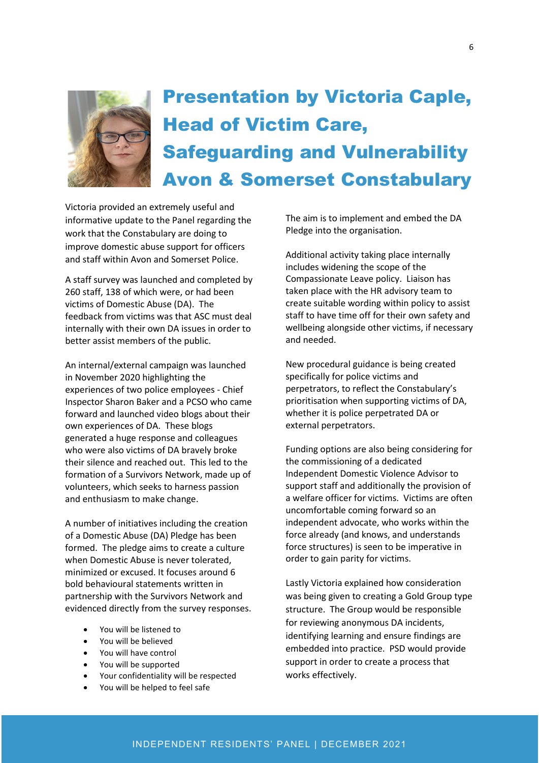# Presentation by Victoria Caple, Head of Victim Care, Safeguarding and Vulnerability Avon & Somerset Constabulary

Victoria provided an extremely useful and informative update to the Panel regarding the work that the Constabulary are doing to improve domestic abuse support for officers and staff within Avon and Somerset Police.

A staff survey was launched and completed by 260 staff, 138 of which were, or had been victims of Domestic Abuse (DA). The feedback from victims was that ASC must deal internally with their own DA issues in order to better assist members of the public.

An internal/external campaign was launched in November 2020 highlighting the experiences of two police employees - Chief Inspector Sharon Baker and a PCSO who came forward and launched video blogs about their own experiences of DA. These blogs generated a huge response and colleagues who were also victims of DA bravely broke their silence and reached out. This led to the formation of a Survivors Network, made up of volunteers, which seeks to harness passion and enthusiasm to make change.

A number of initiatives including the creation of a Domestic Abuse (DA) Pledge has been formed. The pledge aims to create a culture when Domestic Abuse is never tolerated, minimized or excused. It focuses around 6 bold behavioural statements written in partnership with the Survivors Network and evidenced directly from the survey responses.

- You will be listened to
- You will be believed
- You will have control
- You will be supported
- Your confidentiality will be respected
- You will be helped to feel safe

The aim is to implement and embed the DA Pledge into the organisation.

Additional activity taking place internally includes widening the scope of the Compassionate Leave policy. Liaison has taken place with the HR advisory team to create suitable wording within policy to assist staff to have time off for their own safety and wellbeing alongside other victims, if necessary and needed.

New procedural guidance is being created specifically for police victims and perpetrators, to reflect the Constabulary's prioritisation when supporting victims of DA, whether it is police perpetrated DA or external perpetrators.

Funding options are also being considering for the commissioning of a dedicated Independent Domestic Violence Advisor to support staff and additionally the provision of a welfare officer for victims. Victims are often uncomfortable coming forward so an independent advocate, who works within the force already (and knows, and understands force structures) is seen to be imperative in order to gain parity for victims.

Lastly Victoria explained how consideration was being given to creating a Gold Group type structure. The Group would be responsible for reviewing anonymous DA incidents, identifying learning and ensure findings are embedded into practice. PSD would provide support in order to create a process that works effectively.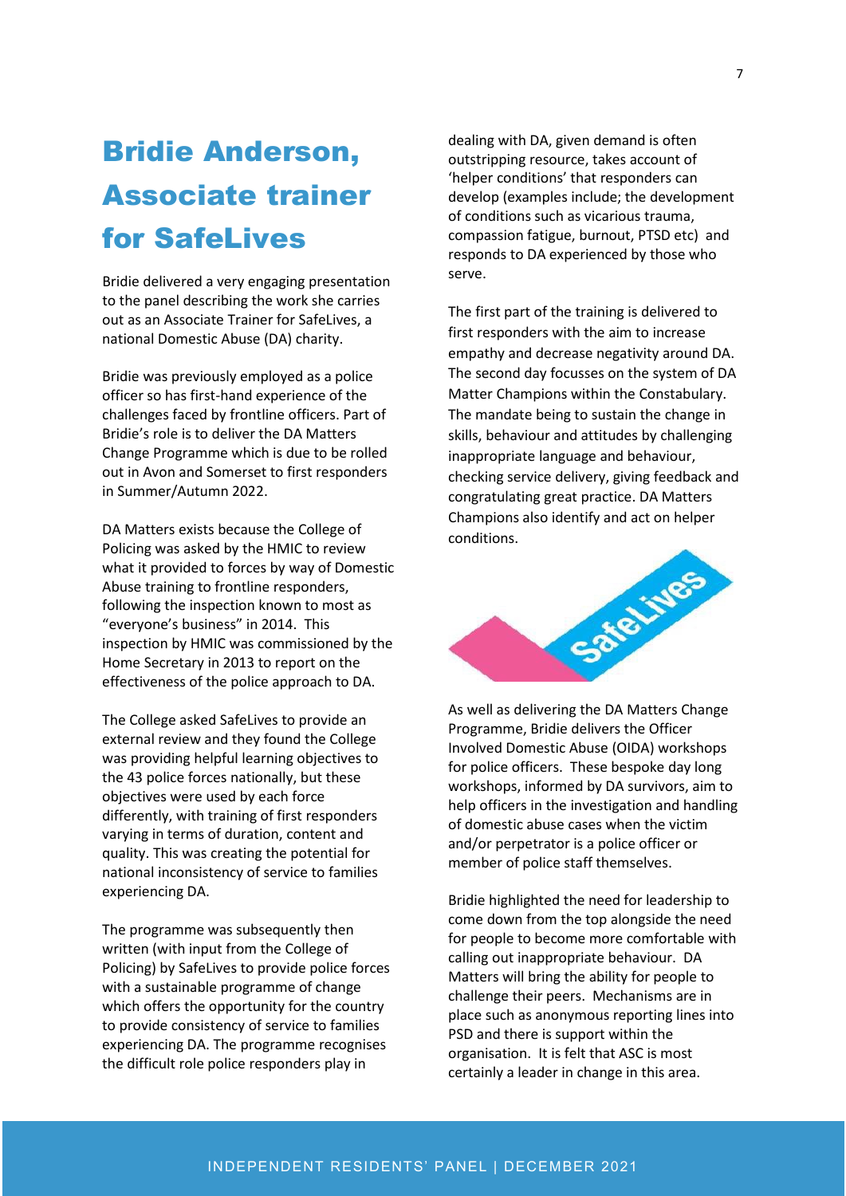# Bridie Anderson, Associate trainer for SafeLives

Bridie delivered a very engaging presentation to the panel describing the work she carries out as an Associate Trainer for SafeLives, a national Domestic Abuse (DA) charity.

Bridie was previously employed as a police officer so has first-hand experience of the challenges faced by frontline officers. Part of Bridie's role is to deliver the DA Matters Change Programme which is due to be rolled out in Avon and Somerset to first responders in Summer/Autumn 2022.

DA Matters exists because the College of Policing was asked by the HMIC to review what it provided to forces by way of Domestic Abuse training to frontline responders, following the inspection known to most as "everyone's business" in 2014. This inspection by HMIC was commissioned by the Home Secretary in 2013 to report on the effectiveness of the police approach to DA.

The College asked SafeLives to provide an external review and they found the College was providing helpful learning objectives to the 43 police forces nationally, but these objectives were used by each force differently, with training of first responders varying in terms of duration, content and quality. This was creating the potential for national inconsistency of service to families experiencing DA.

The programme was subsequently then written (with input from the College of Policing) by SafeLives to provide police forces with a sustainable programme of change which offers the opportunity for the country to provide consistency of service to families experiencing DA. The programme recognises the difficult role police responders play in dealing with DA, given demand is often outstripping resource, takes account of 'helper conditions' that responders can develop (examples include; the development of conditions such as vicarious trauma, compassion fatigue, burnout, PTSD etc) and responds to DA experienced by those who serve.

The first part of the training is delivered to first responders with the aim to increase empathy and decrease negativity around DA. The second day focusses on the system of DA Matter Champions within the Constabulary. The mandate being to sustain the change in skills, behaviour and attitudes by challenging inappropriate language and behaviour, checking service delivery, giving feedback and congratulating great practice. DA Matters Champions also identify and act on helper conditions.

As well as delivering the DA Matters Change Programme, Bridie delivers the Officer Involved Domestic Abuse (OIDA) workshops for police officers. These bespoke day long workshops, informed by DA survivors, aim to help officers in the investigation and handling of domestic abuse cases when the victim and/or perpetrator is a police officer or member of police staff themselves.

Bridie highlighted the need for leadership to come down from the top alongside the need for people to become more comfortable with calling out inappropriate behaviour. DA Matters will bring the ability for people to challenge their peers. Mechanisms are in place such as anonymous reporting lines into PSD and there is support within the organisation. It is felt that ASC is most certainly a leader in change in this area.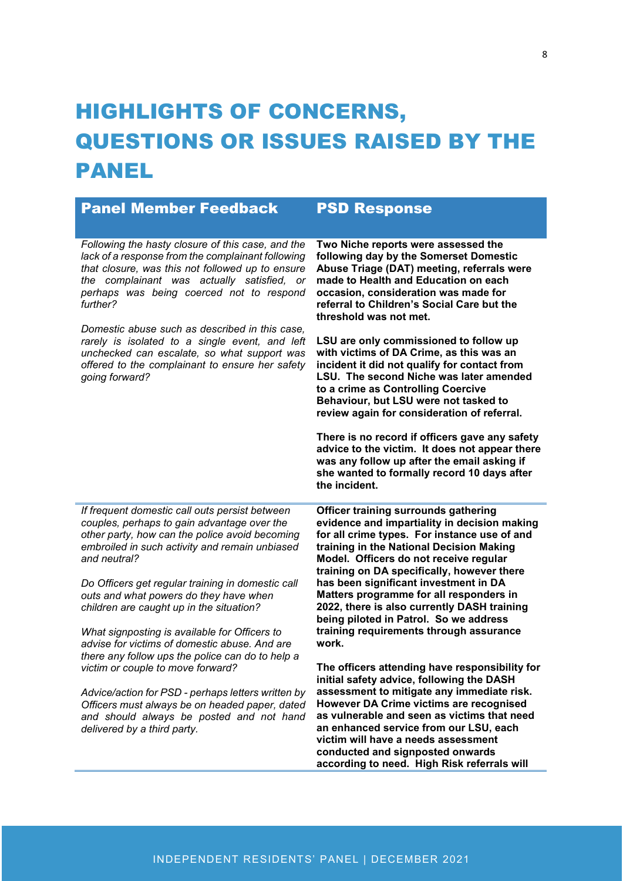# HIGHLIGHTS OF CONCERNS, QUESTIONS OR ISSUES RAISED BY THE PANEL

| Panel Member Feedback | PSD Response |
| --- | --- |
| *Following the hasty closure of this case, and the lack of a response from the complainant following that closure, was this not followed up to ensure the complainant was actually satisfied, or perhaps was being coerced not to respond further?*<br><br>*Domestic abuse such as described in this case, rarely is isolated to a single event, and left unchecked can escalate, so what support was offered to the complainant to ensure her safety going forward?* | **Two Niche reports were assessed the following day by the Somerset Domestic Abuse Triage (DAT) meeting, referrals were made to Health and Education on each occasion, consideration was made for referral to Children's Social Care but the threshold was not met.**<br><br>**LSU are only commissioned to follow up with victims of DA Crime, as this was an incident it did not qualify for contact from LSU. The second Niche was later amended to a crime as Controlling Coercive Behaviour, but LSU were not tasked to review again for consideration of referral.**<br><br>**There is no record if officers gave any safety advice to the victim. It does not appear there was any follow up after the email asking if she wanted to formally record 10 days after the incident.** |
| *If frequent domestic call outs persist between couples, perhaps to gain advantage over the other party, how can the police avoid becoming embroiled in such activity and remain unbiased and neutral?*<br><br>*Do Officers get regular training in domestic call outs and what powers do they have when children are caught up in the situation?*<br><br>*What signposting is available for Officers to advise for victims of domestic abuse. And are there any follow ups the police can do to help a victim or couple to move forward?*<br><br>*Advice/action for PSD - perhaps letters written by Officers must always be on headed paper, dated and should always be posted and not hand delivered by a third party.* | **Officer training surrounds gathering evidence and impartiality in decision making for all crime types. For instance use of and training in the National Decision Making Model. Officers do not receive regular training on DA specifically, however there has been significant investment in DA Matters programme for all responders in 2022, there is also currently DASH training being piloted in Patrol. So we address training requirements through assurance work.**<br><br>**The officers attending have responsibility for initial safety advice, following the DASH assessment to mitigate any immediate risk. However DA Crime victims are recognised as vulnerable and seen as victims that need an enhanced service from our LSU, each victim will have a needs assessment conducted and signposted onwards according to need. High Risk referrals will** |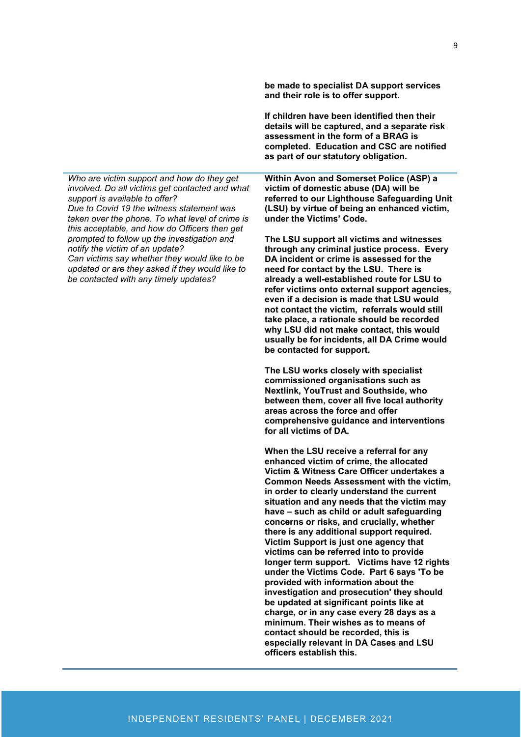| | |
|---|---|
| | **be made to specialist DA support services and their role is to offer support.**<br><br>**If children have been identified then their details will be captured, and a separate risk assessment in the form of a BRAG is completed. Education and CSC are notified as part of our statutory obligation.** |
| *Who are victim support and how do they get involved. Do all victims get contacted and what support is available to offer?*<br>*Due to Covid 19 the witness statement was taken over the phone. To what level of crime is this acceptable, and how do Officers then get prompted to follow up the investigation and notify the victim of an update?*<br>*Can victims say whether they would like to be updated or are they asked if they would like to be contacted with any timely updates?* | **Within Avon and Somerset Police (ASP) a victim of domestic abuse (DA) will be referred to our Lighthouse Safeguarding Unit (LSU) by virtue of being an enhanced victim, under the Victims' Code.**<br><br>**The LSU support all victims and witnesses through any criminal justice process. Every DA incident or crime is assessed for the need for contact by the LSU. There is already a well-established route for LSU to refer victims onto external support agencies, even if a decision is made that LSU would not contact the victim, referrals would still take place, a rationale should be recorded why LSU did not make contact, this would usually be for incidents, all DA Crime would be contacted for support.**<br><br>**The LSU works closely with specialist commissioned organisations such as Nextlink, YouTrust and Southside, who between them, cover all five local authority areas across the force and offer comprehensive guidance and interventions for all victims of DA.**<br><br>**When the LSU receive a referral for any enhanced victim of crime, the allocated Victim & Witness Care Officer undertakes a Common Needs Assessment with the victim, in order to clearly understand the current situation and any needs that the victim may have – such as child or adult safeguarding concerns or risks, and crucially, whether there is any additional support required. Victim Support is just one agency that victims can be referred into to provide longer term support. Victims have 12 rights under the Victims Code. Part 6 says 'To be provided with information about the investigation and prosecution' they should be updated at significant points like at charge, or in any case every 28 days as a minimum. Their wishes as to means of contact should be recorded, this is especially relevant in DA Cases and LSU officers establish this.** |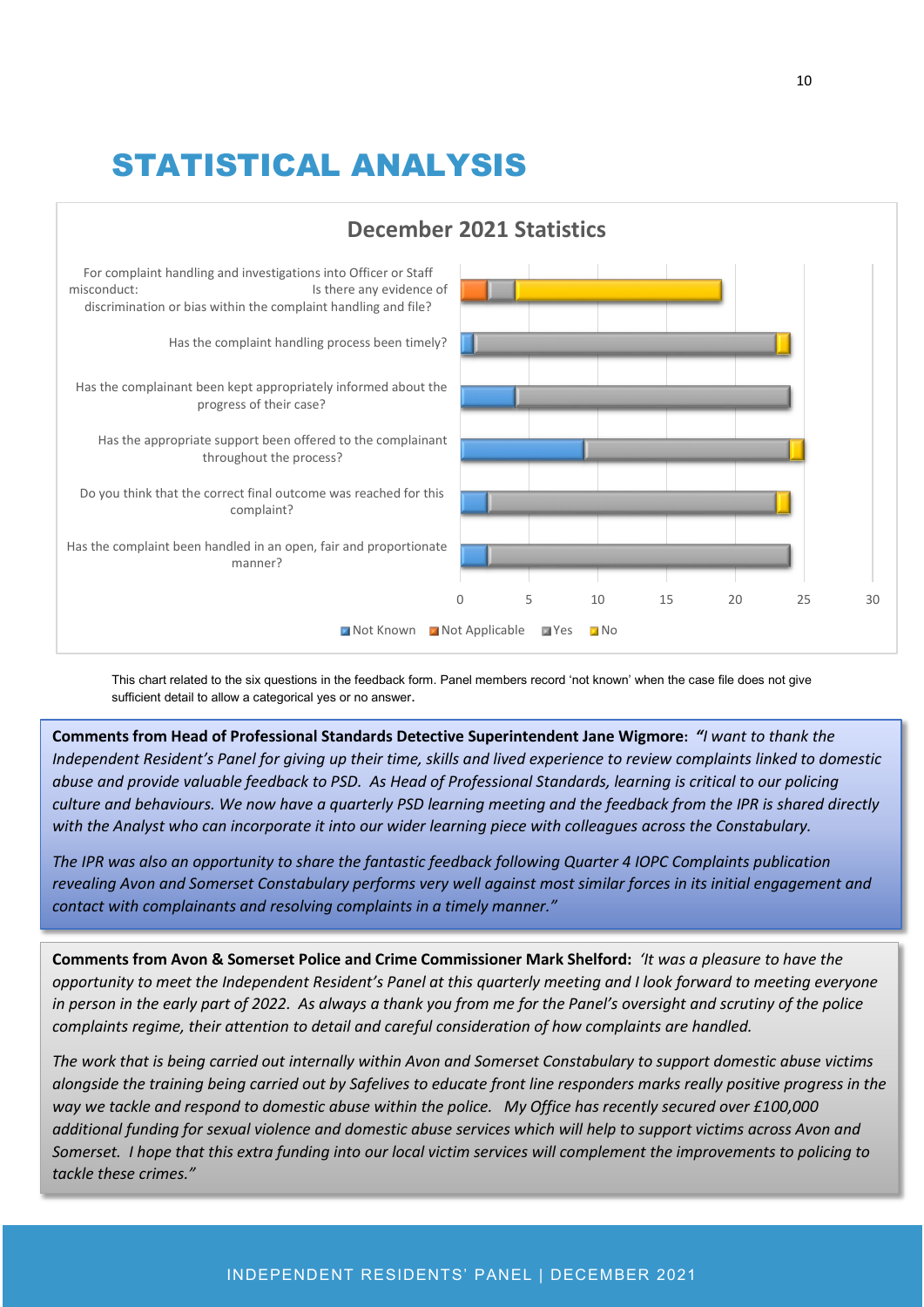# STATISTICAL ANALYSIS

December 2021 Statistics

For complaint handling and investigations into Officer or Staff misconduct: Is there any evidence of discrimination or bias within the complaint handling and file?

Has the complaint handling process been timely?

Has the complainant been kept appropriately informed about the progress of their case?

Has the appropriate support been offered to the complainant throughout the process?

Do you think that the correct final outcome was reached for this complaint?

Has the complaint been handled in an open, fair and proportionate manner?

0 5 10 15 20 25 30

Not Known  Not Applicable  Yes  No

This chart related to the six questions in the feedback form. Panel members record 'not known' when the case file does not give sufficient detail to allow a categorical yes or no answer.

**Comments from Head of Professional Standards Detective Superintendent Jane Wigmore:** *"I want to thank the Independent Resident's Panel for giving up their time, skills and lived experience to review complaints linked to domestic abuse and provide valuable feedback to PSD. As Head of Professional Standards, learning is critical to our policing culture and behaviours. We now have a quarterly PSD learning meeting and the feedback from the IPR is shared directly with the Analyst who can incorporate it into our wider learning piece with colleagues across the Constabulary.*

*The IPR was also an opportunity to share the fantastic feedback following Quarter 4 IOPC Complaints publication revealing Avon and Somerset Constabulary performs very well against most similar forces in its initial engagement and contact with complainants and resolving complaints in a timely manner."*

**Comments from Avon & Somerset Police and Crime Commissioner Mark Shelford:** *'It was a pleasure to have the opportunity to meet the Independent Resident's Panel at this quarterly meeting and I look forward to meeting everyone in person in the early part of 2022. As always a thank you from me for the Panel's oversight and scrutiny of the police complaints regime, their attention to detail and careful consideration of how complaints are handled.*

*The work that is being carried out internally within Avon and Somerset Constabulary to support domestic abuse victims alongside the training being carried out by Safelives to educate front line responders marks really positive progress in the way we tackle and respond to domestic abuse within the police. My Office has recently secured over £100,000 additional funding for sexual violence and domestic abuse services which will help to support victims across Avon and Somerset. I hope that this extra funding into our local victim services will complement the improvements to policing to tackle these crimes."*